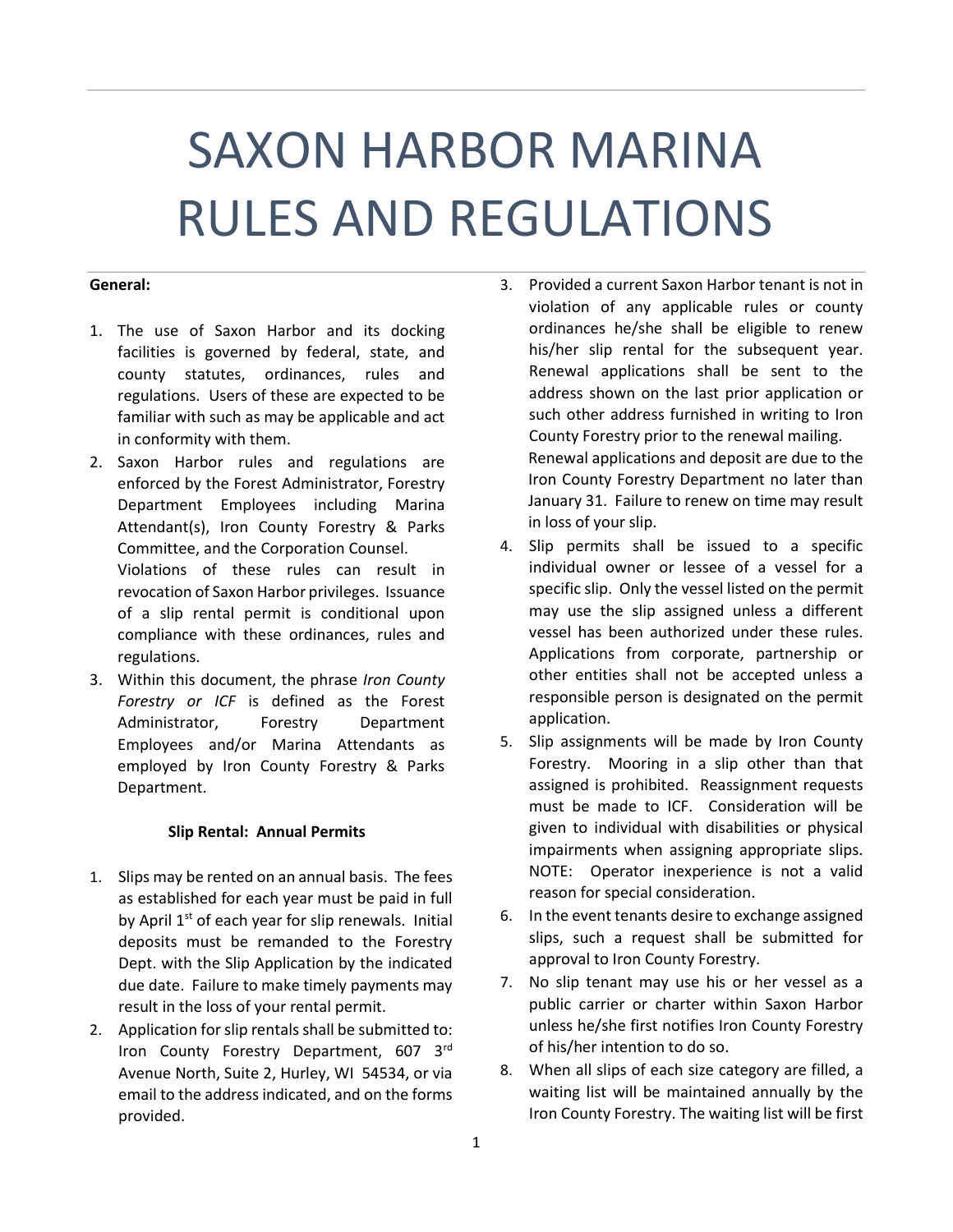# SAXON HARBOR MARINA RULES AND REGULATIONS

**General:**

1. The use of Saxon Harbor and its docking facilities is governed by federal, state, and county statutes, ordinances, rules and regulations. Users of these are expected to be familiar with such as may be applicable and act in conformity with them.
2. Saxon Harbor rules and regulations are enforced by the Forest Administrator, Forestry Department Employees including Marina Attendant(s), Iron County Forestry & Parks Committee, and the Corporation Counsel.
   Violations of these rules can result in revocation of Saxon Harbor privileges. Issuance of a slip rental permit is conditional upon compliance with these ordinances, rules and regulations.
3. Within this document, the phrase *Iron County Forestry or ICF* is defined as the Forest Administrator, Forestry Department Employees and/or Marina Attendants as employed by Iron County Forestry & Parks Department.

**Slip Rental: Annual Permits**

1. Slips may be rented on an annual basis. The fees as established for each year must be paid in full by April 1st of each year for slip renewals. Initial deposits must be remanded to the Forestry Dept. with the Slip Application by the indicated due date. Failure to make timely payments may result in the loss of your rental permit.
2. Application for slip rentals shall be submitted to: Iron County Forestry Department, 607 3rd Avenue North, Suite 2, Hurley, WI 54534, or via email to the address indicated, and on the forms provided.
3. Provided a current Saxon Harbor tenant is not in violation of any applicable rules or county ordinances he/she shall be eligible to renew his/her slip rental for the subsequent year. Renewal applications shall be sent to the address shown on the last prior application or such other address furnished in writing to Iron County Forestry prior to the renewal mailing.
   Renewal applications and deposit are due to the Iron County Forestry Department no later than January 31. Failure to renew on time may result in loss of your slip.
4. Slip permits shall be issued to a specific individual owner or lessee of a vessel for a specific slip. Only the vessel listed on the permit may use the slip assigned unless a different vessel has been authorized under these rules. Applications from corporate, partnership or other entities shall not be accepted unless a responsible person is designated on the permit application.
5. Slip assignments will be made by Iron County Forestry. Mooring in a slip other than that assigned is prohibited. Reassignment requests must be made to ICF. Consideration will be given to individual with disabilities or physical impairments when assigning appropriate slips. NOTE: Operator inexperience is not a valid reason for special consideration.
6. In the event tenants desire to exchange assigned slips, such a request shall be submitted for approval to Iron County Forestry.
7. No slip tenant may use his or her vessel as a public carrier or charter within Saxon Harbor unless he/she first notifies Iron County Forestry of his/her intention to do so.
8. When all slips of each size category are filled, a waiting list will be maintained annually by the Iron County Forestry. The waiting list will be first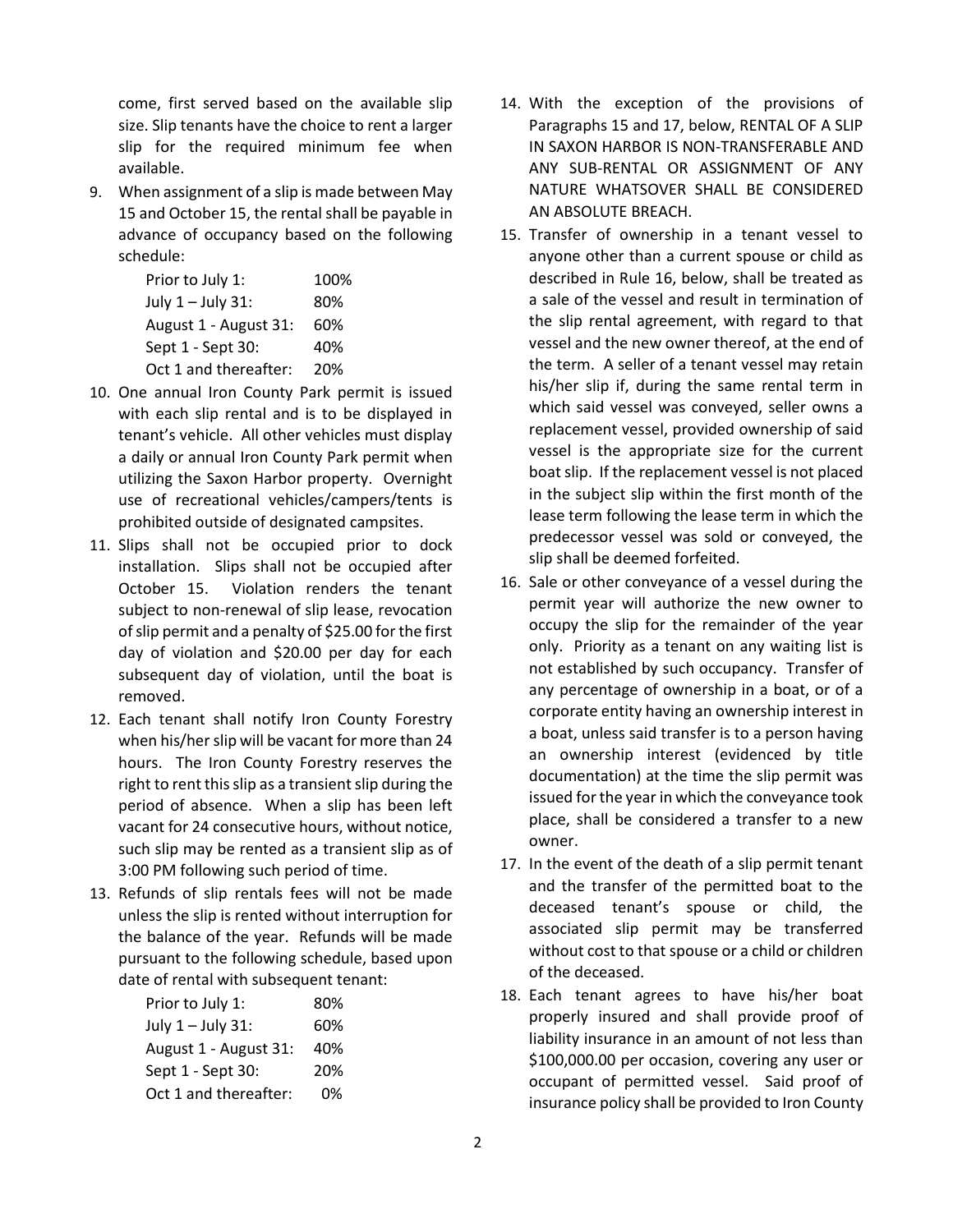come, first served based on the available slip size. Slip tenants have the choice to rent a larger slip for the required minimum fee when available.

9. When assignment of a slip is made between May 15 and October 15, the rental shall be payable in advance of occupancy based on the following schedule:

| | |
|---|---|
| Prior to July 1: | 100% |
| July 1 – July 31: | 80% |
| August 1 - August 31: | 60% |
| Sept 1 - Sept 30: | 40% |
| Oct 1 and thereafter: | 20% |

10. One annual Iron County Park permit is issued with each slip rental and is to be displayed in tenant's vehicle. All other vehicles must display a daily or annual Iron County Park permit when utilizing the Saxon Harbor property. Overnight use of recreational vehicles/campers/tents is prohibited outside of designated campsites.

11. Slips shall not be occupied prior to dock installation. Slips shall not be occupied after October 15. Violation renders the tenant subject to non-renewal of slip lease, revocation of slip permit and a penalty of $25.00 for the first day of violation and $20.00 per day for each subsequent day of violation, until the boat is removed.

12. Each tenant shall notify Iron County Forestry when his/her slip will be vacant for more than 24 hours. The Iron County Forestry reserves the right to rent this slip as a transient slip during the period of absence. When a slip has been left vacant for 24 consecutive hours, without notice, such slip may be rented as a transient slip as of 3:00 PM following such period of time.

13. Refunds of slip rentals fees will not be made unless the slip is rented without interruption for the balance of the year. Refunds will be made pursuant to the following schedule, based upon date of rental with subsequent tenant:

| | |
|---|---|
| Prior to July 1: | 80% |
| July 1 – July 31: | 60% |
| August 1 - August 31: | 40% |
| Sept 1 - Sept 30: | 20% |
| Oct 1 and thereafter: | 0% |

14. With the exception of the provisions of Paragraphs 15 and 17, below, RENTAL OF A SLIP IN SAXON HARBOR IS NON-TRANSFERABLE AND ANY SUB-RENTAL OR ASSIGNMENT OF ANY NATURE WHATSOVER SHALL BE CONSIDERED AN ABSOLUTE BREACH.

15. Transfer of ownership in a tenant vessel to anyone other than a current spouse or child as described in Rule 16, below, shall be treated as a sale of the vessel and result in termination of the slip rental agreement, with regard to that vessel and the new owner thereof, at the end of the term. A seller of a tenant vessel may retain his/her slip if, during the same rental term in which said vessel was conveyed, seller owns a replacement vessel, provided ownership of said vessel is the appropriate size for the current boat slip. If the replacement vessel is not placed in the subject slip within the first month of the lease term following the lease term in which the predecessor vessel was sold or conveyed, the slip shall be deemed forfeited.

16. Sale or other conveyance of a vessel during the permit year will authorize the new owner to occupy the slip for the remainder of the year only. Priority as a tenant on any waiting list is not established by such occupancy. Transfer of any percentage of ownership in a boat, or of a corporate entity having an ownership interest in a boat, unless said transfer is to a person having an ownership interest (evidenced by title documentation) at the time the slip permit was issued for the year in which the conveyance took place, shall be considered a transfer to a new owner.

17. In the event of the death of a slip permit tenant and the transfer of the permitted boat to the deceased tenant's spouse or child, the associated slip permit may be transferred without cost to that spouse or a child or children of the deceased.

18. Each tenant agrees to have his/her boat properly insured and shall provide proof of liability insurance in an amount of not less than $100,000.00 per occasion, covering any user or occupant of permitted vessel. Said proof of insurance policy shall be provided to Iron County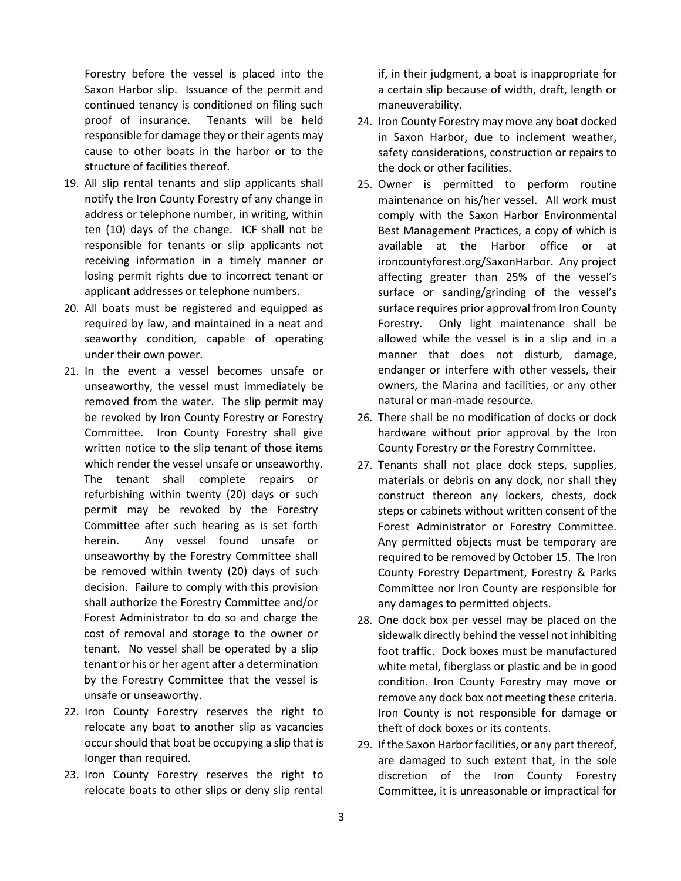Forestry before the vessel is placed into the Saxon Harbor slip. Issuance of the permit and continued tenancy is conditioned on filing such proof of insurance. Tenants will be held responsible for damage they or their agents may cause to other boats in the harbor or to the structure of facilities thereof.

19. All slip rental tenants and slip applicants shall notify the Iron County Forestry of any change in address or telephone number, in writing, within ten (10) days of the change. ICF shall not be responsible for tenants or slip applicants not receiving information in a timely manner or losing permit rights due to incorrect tenant or applicant addresses or telephone numbers.
20. All boats must be registered and equipped as required by law, and maintained in a neat and seaworthy condition, capable of operating under their own power.
21. In the event a vessel becomes unsafe or unseaworthy, the vessel must immediately be removed from the water. The slip permit may be revoked by Iron County Forestry or Forestry Committee. Iron County Forestry shall give written notice to the slip tenant of those items which render the vessel unsafe or unseaworthy. The tenant shall complete repairs or refurbishing within twenty (20) days or such permit may be revoked by the Forestry Committee after such hearing as is set forth herein. Any vessel found unsafe or unseaworthy by the Forestry Committee shall be removed within twenty (20) days of such decision. Failure to comply with this provision shall authorize the Forestry Committee and/or Forest Administrator to do so and charge the cost of removal and storage to the owner or tenant. No vessel shall be operated by a slip tenant or his or her agent after a determination by the Forestry Committee that the vessel is unsafe or unseaworthy.
22. Iron County Forestry reserves the right to relocate any boat to another slip as vacancies occur should that boat be occupying a slip that is longer than required.
23. Iron County Forestry reserves the right to relocate boats to other slips or deny slip rental if, in their judgment, a boat is inappropriate for a certain slip because of width, draft, length or maneuverability.
24. Iron County Forestry may move any boat docked in Saxon Harbor, due to inclement weather, safety considerations, construction or repairs to the dock or other facilities.
25. Owner is permitted to perform routine maintenance on his/her vessel. All work must comply with the Saxon Harbor Environmental Best Management Practices, a copy of which is available at the Harbor office or at ironcountyforest.org/SaxonHarbor. Any project affecting greater than 25% of the vessel's surface or sanding/grinding of the vessel's surface requires prior approval from Iron County Forestry. Only light maintenance shall be allowed while the vessel is in a slip and in a manner that does not disturb, damage, endanger or interfere with other vessels, their owners, the Marina and facilities, or any other natural or man-made resource.
26. There shall be no modification of docks or dock hardware without prior approval by the Iron County Forestry or the Forestry Committee.
27. Tenants shall not place dock steps, supplies, materials or debris on any dock, nor shall they construct thereon any lockers, chests, dock steps or cabinets without written consent of the Forest Administrator or Forestry Committee. Any permitted objects must be temporary are required to be removed by October 15. The Iron County Forestry Department, Forestry & Parks Committee nor Iron County are responsible for any damages to permitted objects.
28. One dock box per vessel may be placed on the sidewalk directly behind the vessel not inhibiting foot traffic. Dock boxes must be manufactured white metal, fiberglass or plastic and be in good condition. Iron County Forestry may move or remove any dock box not meeting these criteria. Iron County is not responsible for damage or theft of dock boxes or its contents.
29. If the Saxon Harbor facilities, or any part thereof, are damaged to such extent that, in the sole discretion of the Iron County Forestry Committee, it is unreasonable or impractical for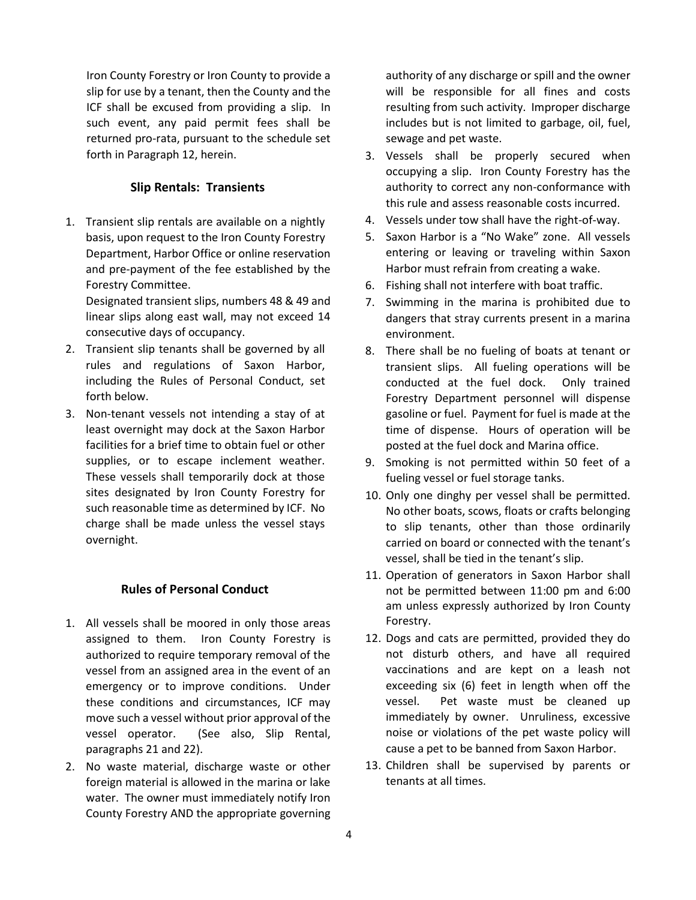Iron County Forestry or Iron County to provide a slip for use by a tenant, then the County and the ICF shall be excused from providing a slip. In such event, any paid permit fees shall be returned pro-rata, pursuant to the schedule set forth in Paragraph 12, herein.

## Slip Rentals: Transients

1. Transient slip rentals are available on a nightly basis, upon request to the Iron County Forestry Department, Harbor Office or online reservation and pre-payment of the fee established by the Forestry Committee.
   Designated transient slips, numbers 48 & 49 and linear slips along east wall, may not exceed 14 consecutive days of occupancy.
2. Transient slip tenants shall be governed by all rules and regulations of Saxon Harbor, including the Rules of Personal Conduct, set forth below.
3. Non-tenant vessels not intending a stay of at least overnight may dock at the Saxon Harbor facilities for a brief time to obtain fuel or other supplies, or to escape inclement weather. These vessels shall temporarily dock at those sites designated by Iron County Forestry for such reasonable time as determined by ICF. No charge shall be made unless the vessel stays overnight.

## Rules of Personal Conduct

1. All vessels shall be moored in only those areas assigned to them. Iron County Forestry is authorized to require temporary removal of the vessel from an assigned area in the event of an emergency or to improve conditions. Under these conditions and circumstances, ICF may move such a vessel without prior approval of the vessel operator. (See also, Slip Rental, paragraphs 21 and 22).
2. No waste material, discharge waste or other foreign material is allowed in the marina or lake water. The owner must immediately notify Iron County Forestry AND the appropriate governing authority of any discharge or spill and the owner will be responsible for all fines and costs resulting from such activity. Improper discharge includes but is not limited to garbage, oil, fuel, sewage and pet waste.
3. Vessels shall be properly secured when occupying a slip. Iron County Forestry has the authority to correct any non-conformance with this rule and assess reasonable costs incurred.
4. Vessels under tow shall have the right-of-way.
5. Saxon Harbor is a "No Wake" zone. All vessels entering or leaving or traveling within Saxon Harbor must refrain from creating a wake.
6. Fishing shall not interfere with boat traffic.
7. Swimming in the marina is prohibited due to dangers that stray currents present in a marina environment.
8. There shall be no fueling of boats at tenant or transient slips. All fueling operations will be conducted at the fuel dock. Only trained Forestry Department personnel will dispense gasoline or fuel. Payment for fuel is made at the time of dispense. Hours of operation will be posted at the fuel dock and Marina office.
9. Smoking is not permitted within 50 feet of a fueling vessel or fuel storage tanks.
10. Only one dinghy per vessel shall be permitted. No other boats, scows, floats or crafts belonging to slip tenants, other than those ordinarily carried on board or connected with the tenant's vessel, shall be tied in the tenant's slip.
11. Operation of generators in Saxon Harbor shall not be permitted between 11:00 pm and 6:00 am unless expressly authorized by Iron County Forestry.
12. Dogs and cats are permitted, provided they do not disturb others, and have all required vaccinations and are kept on a leash not exceeding six (6) feet in length when off the vessel. Pet waste must be cleaned up immediately by owner. Unruliness, excessive noise or violations of the pet waste policy will cause a pet to be banned from Saxon Harbor.
13. Children shall be supervised by parents or tenants at all times.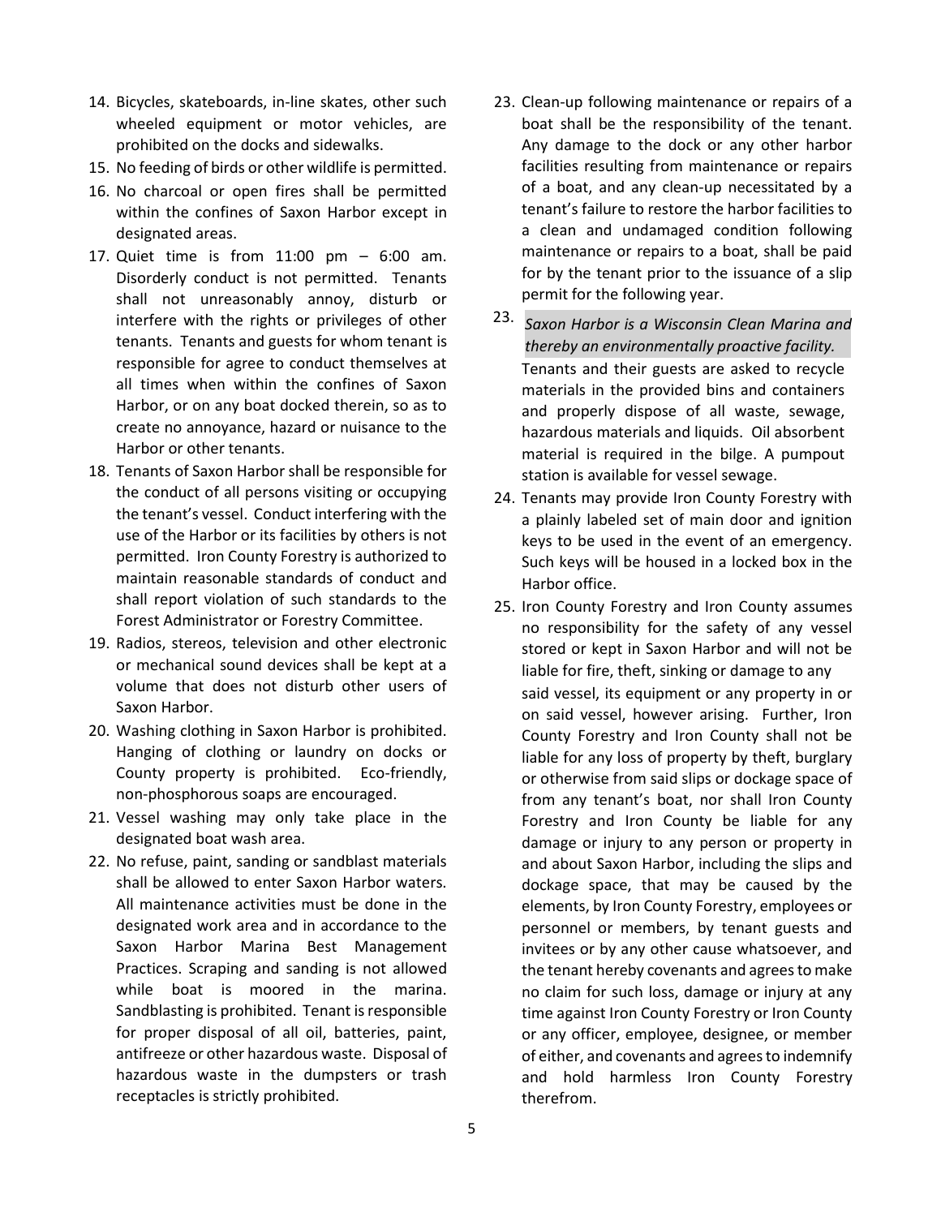14. Bicycles, skateboards, in-line skates, other such wheeled equipment or motor vehicles, are prohibited on the docks and sidewalks.
15. No feeding of birds or other wildlife is permitted.
16. No charcoal or open fires shall be permitted within the confines of Saxon Harbor except in designated areas.
17. Quiet time is from 11:00 pm – 6:00 am. Disorderly conduct is not permitted. Tenants shall not unreasonably annoy, disturb or interfere with the rights or privileges of other tenants. Tenants and guests for whom tenant is responsible for agree to conduct themselves at all times when within the confines of Saxon Harbor, or on any boat docked therein, so as to create no annoyance, hazard or nuisance to the Harbor or other tenants.
18. Tenants of Saxon Harbor shall be responsible for the conduct of all persons visiting or occupying the tenant's vessel. Conduct interfering with the use of the Harbor or its facilities by others is not permitted. Iron County Forestry is authorized to maintain reasonable standards of conduct and shall report violation of such standards to the Forest Administrator or Forestry Committee.
19. Radios, stereos, television and other electronic or mechanical sound devices shall be kept at a volume that does not disturb other users of Saxon Harbor.
20. Washing clothing in Saxon Harbor is prohibited. Hanging of clothing or laundry on docks or County property is prohibited. Eco-friendly, non-phosphorous soaps are encouraged.
21. Vessel washing may only take place in the designated boat wash area.
22. No refuse, paint, sanding or sandblast materials shall be allowed to enter Saxon Harbor waters. All maintenance activities must be done in the designated work area and in accordance to the Saxon Harbor Marina Best Management Practices. Scraping and sanding is not allowed while boat is moored in the marina. Sandblasting is prohibited. Tenant is responsible for proper disposal of all oil, batteries, paint, antifreeze or other hazardous waste. Disposal of hazardous waste in the dumpsters or trash receptacles is strictly prohibited.
23. Clean-up following maintenance or repairs of a boat shall be the responsibility of the tenant. Any damage to the dock or any other harbor facilities resulting from maintenance or repairs of a boat, and any clean-up necessitated by a tenant's failure to restore the harbor facilities to a clean and undamaged condition following maintenance or repairs to a boat, shall be paid for by the tenant prior to the issuance of a slip permit for the following year.

23. *Saxon Harbor is a Wisconsin Clean Marina and thereby an environmentally proactive facility.* Tenants and their guests are asked to recycle materials in the provided bins and containers and properly dispose of all waste, sewage, hazardous materials and liquids. Oil absorbent material is required in the bilge. A pumpout station is available for vessel sewage.

24. Tenants may provide Iron County Forestry with a plainly labeled set of main door and ignition keys to be used in the event of an emergency. Such keys will be housed in a locked box in the Harbor office.
25. Iron County Forestry and Iron County assumes no responsibility for the safety of any vessel stored or kept in Saxon Harbor and will not be liable for fire, theft, sinking or damage to any said vessel, its equipment or any property in or on said vessel, however arising. Further, Iron County Forestry and Iron County shall not be liable for any loss of property by theft, burglary or otherwise from said slips or dockage space of from any tenant's boat, nor shall Iron County Forestry and Iron County be liable for any damage or injury to any person or property in and about Saxon Harbor, including the slips and dockage space, that may be caused by the elements, by Iron County Forestry, employees or personnel or members, by tenant guests and invitees or by any other cause whatsoever, and the tenant hereby covenants and agrees to make no claim for such loss, damage or injury at any time against Iron County Forestry or Iron County or any officer, employee, designee, or member of either, and covenants and agrees to indemnify and hold harmless Iron County Forestry therefrom.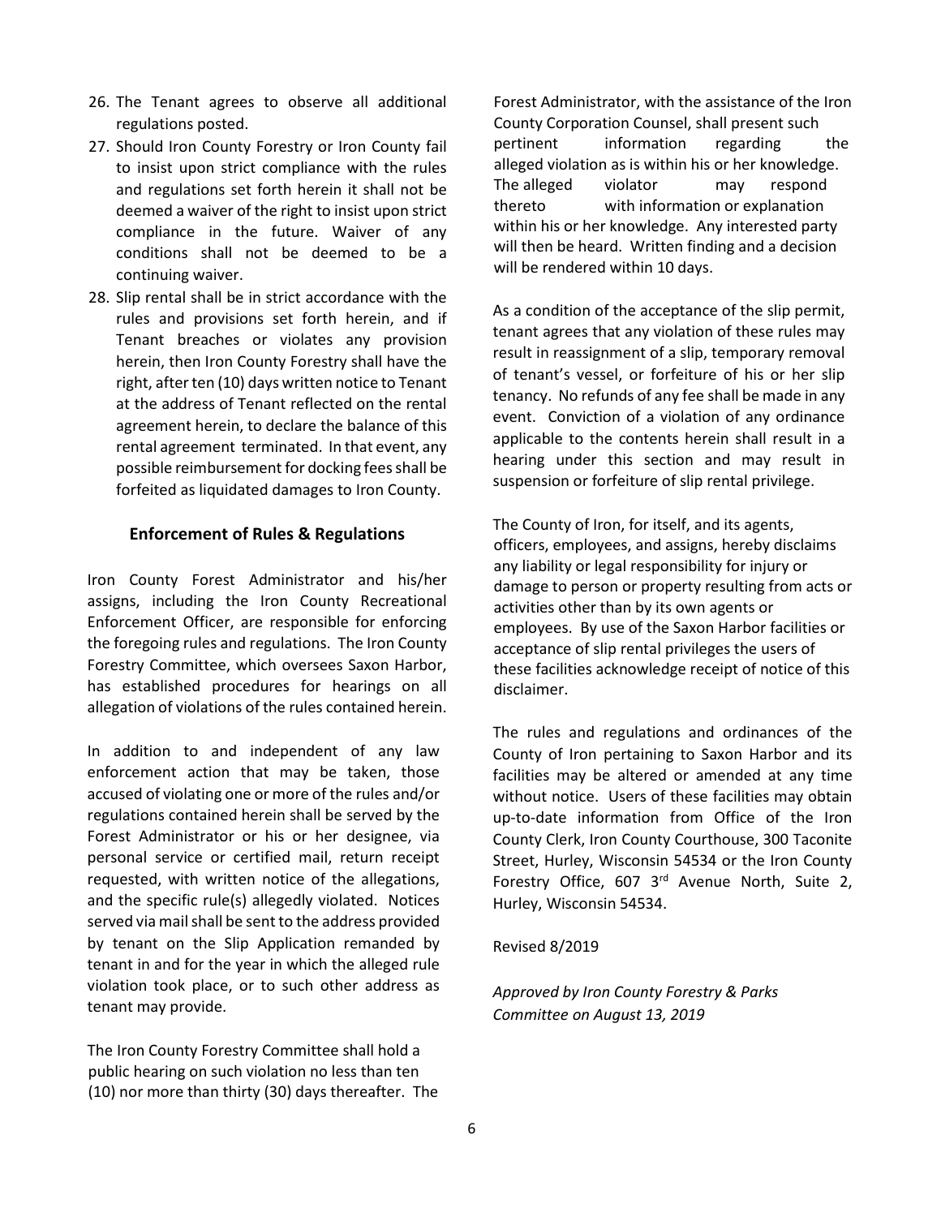26. The Tenant agrees to observe all additional regulations posted.
27. Should Iron County Forestry or Iron County fail to insist upon strict compliance with the rules and regulations set forth herein it shall not be deemed a waiver of the right to insist upon strict compliance in the future. Waiver of any conditions shall not be deemed to be a continuing waiver.
28. Slip rental shall be in strict accordance with the rules and provisions set forth herein, and if Tenant breaches or violates any provision herein, then Iron County Forestry shall have the right, after ten (10) days written notice to Tenant at the address of Tenant reflected on the rental agreement herein, to declare the balance of this rental agreement terminated. In that event, any possible reimbursement for docking fees shall be forfeited as liquidated damages to Iron County.

### Enforcement of Rules & Regulations

Iron County Forest Administrator and his/her assigns, including the Iron County Recreational Enforcement Officer, are responsible for enforcing the foregoing rules and regulations. The Iron County Forestry Committee, which oversees Saxon Harbor, has established procedures for hearings on all allegation of violations of the rules contained herein.

In addition to and independent of any law enforcement action that may be taken, those accused of violating one or more of the rules and/or regulations contained herein shall be served by the Forest Administrator or his or her designee, via personal service or certified mail, return receipt requested, with written notice of the allegations, and the specific rule(s) allegedly violated. Notices served via mail shall be sent to the address provided by tenant on the Slip Application remanded by tenant in and for the year in which the alleged rule violation took place, or to such other address as tenant may provide.

The Iron County Forestry Committee shall hold a public hearing on such violation no less than ten (10) nor more than thirty (30) days thereafter. The Forest Administrator, with the assistance of the Iron County Corporation Counsel, shall present such pertinent information regarding the alleged violation as is within his or her knowledge. The alleged violator may respond thereto with information or explanation within his or her knowledge. Any interested party will then be heard. Written finding and a decision will be rendered within 10 days.

As a condition of the acceptance of the slip permit, tenant agrees that any violation of these rules may result in reassignment of a slip, temporary removal of tenant's vessel, or forfeiture of his or her slip tenancy. No refunds of any fee shall be made in any event. Conviction of a violation of any ordinance applicable to the contents herein shall result in a hearing under this section and may result in suspension or forfeiture of slip rental privilege.

The County of Iron, for itself, and its agents, officers, employees, and assigns, hereby disclaims any liability or legal responsibility for injury or damage to person or property resulting from acts or activities other than by its own agents or employees. By use of the Saxon Harbor facilities or acceptance of slip rental privileges the users of these facilities acknowledge receipt of notice of this disclaimer.

The rules and regulations and ordinances of the County of Iron pertaining to Saxon Harbor and its facilities may be altered or amended at any time without notice. Users of these facilities may obtain up-to-date information from Office of the Iron County Clerk, Iron County Courthouse, 300 Taconite Street, Hurley, Wisconsin 54534 or the Iron County Forestry Office, 607 3rd Avenue North, Suite 2, Hurley, Wisconsin 54534.

Revised 8/2019

*Approved by Iron County Forestry & Parks Committee on August 13, 2019*